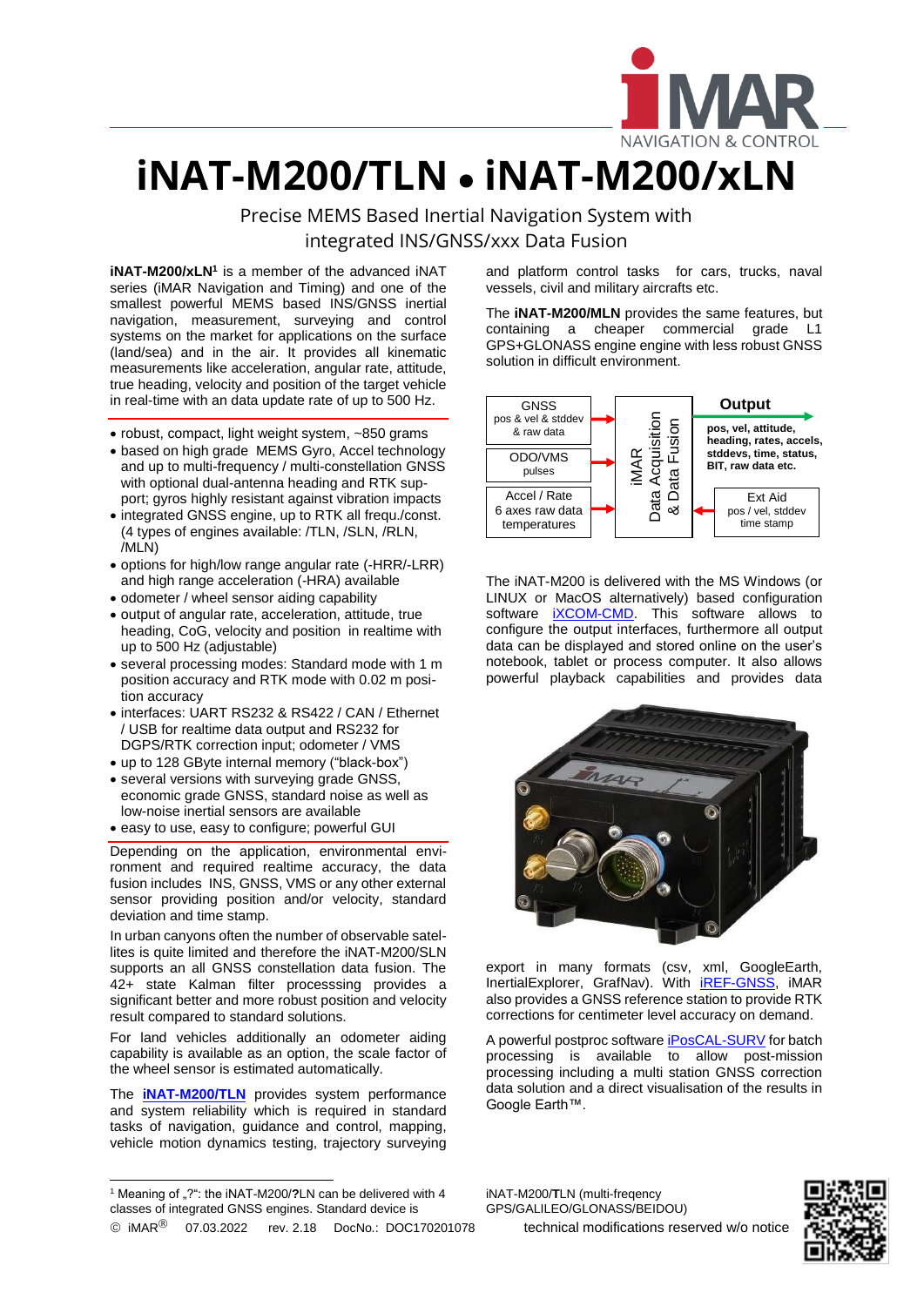# iNAT-M200/TLN • iNAT-M200/xLN

## Precise MEMS Based Inertial Navigation System with integrated INS/GNSS/xxx Data Fusion

**iNAT-M200/xLN**[1] is a member of the advanced iNAT series (iMAR Navigation and Timing) and one of the smallest powerful MEMS based INS/GNSS inertial navigation, measurement, surveying and control systems on the market for applications on the surface (land/sea) and in the air. It provides all kinematic measurements like acceleration, angular rate, attitude, true heading, velocity and position of the target vehicle in real-time with an data update rate of up to 500 Hz.

- robust, compact, light weight system, ~850 grams
- based on high grade MEMS Gyro, Accel technology and up to multi-frequency / multi-constellation GNSS with optional dual-antenna heading and RTK support; gyros highly resistant against vibration impacts
- integrated GNSS engine, up to RTK all frequ./const. (4 types of engines available: /TLN, /SLN, /RLN, /MLN)
- options for high/low range angular rate (-HRR/-LRR) and high range acceleration (-HRA) available
- odometer / wheel sensor aiding capability
- output of angular rate, acceleration, attitude, true heading, CoG, velocity and position in realtime with up to 500 Hz (adjustable)
- several processing modes: Standard mode with 1 m position accuracy and RTK mode with 0.02 m position accuracy
- interfaces: UART RS232 & RS422 / CAN / Ethernet / USB for realtime data output and RS232 for DGPS/RTK correction input; odometer / VMS
- up to 128 GByte internal memory ("black-box")
- several versions with surveying grade GNSS, economic grade GNSS, standard noise as well as low-noise inertial sensors are available
- easy to use, easy to configure; powerful GUI

Depending on the application, environmental environment and required realtime accuracy, the data fusion includes INS, GNSS, VMS or any other external sensor providing position and/or velocity, standard deviation and time stamp.

In urban canyons often the number of observable satellites is quite limited and therefore the iNAT-M200/SLN supports an all GNSS constellation data fusion. The 42+ state Kalman filter processsing provides a significant better and more robust position and velocity result compared to standard solutions.

For land vehicles additionally an odometer aiding capability is available as an option, the scale factor of the wheel sensor is estimated automatically.

The **iNAT-M200/TLN** provides system performance and system reliability which is required in standard tasks of navigation, guidance and control, mapping, vehicle motion dynamics testing, trajectory surveying and platform control tasks for cars, trucks, naval vessels, civil and military aircrafts etc.

The **iNAT-M200/MLN** provides the same features, but containing a cheaper commercial grade L1 GPS+GLONASS engine engine with less robust GNSS solution in difficult environment.

GNSS
pos & vel & stddev
& raw data

ODO/VMS
pulses

Accel / Rate
6 axes raw data
temperatures

iMAR
Data Acquisition
& Data Fusion

Output

pos, vel, attitude, heading, rates, accels, stddevs, time, status, BIT, raw data etc.

Ext Aid
pos / vel, stddev
time stamp

The iNAT-M200 is delivered with the MS Windows (or LINUX or MacOS alternatively) based configuration software iXCOM-CMD. This software allows to configure the output interfaces, furthermore all output data can be displayed and stored online on the user's notebook, tablet or process computer. It also allows powerful playback capabilities and provides data export in many formats (csv, xml, GoogleEarth, InertialExplorer, GrafNav). With iREF-GNSS, iMAR also provides a GNSS reference station to provide RTK corrections for centimeter level accuracy on demand.

A powerful postproc software iPosCAL-SURV for batch processing is available to allow post-mission processing including a multi station GNSS correction data solution and a direct visualisation of the results in Google Earth™.

[1] Meaning of „?": the iNAT-M200/**?**LN can be delivered with 4 classes of integrated GNSS engines. Standard device is iNAT-M200/**T**LN (multi-freqency GPS/GALILEO/GLONASS/BEIDOU)

© iMAR® 07.03.2022 rev. 2.18 DocNo.: DOC170201078 technical modifications reserved w/o notice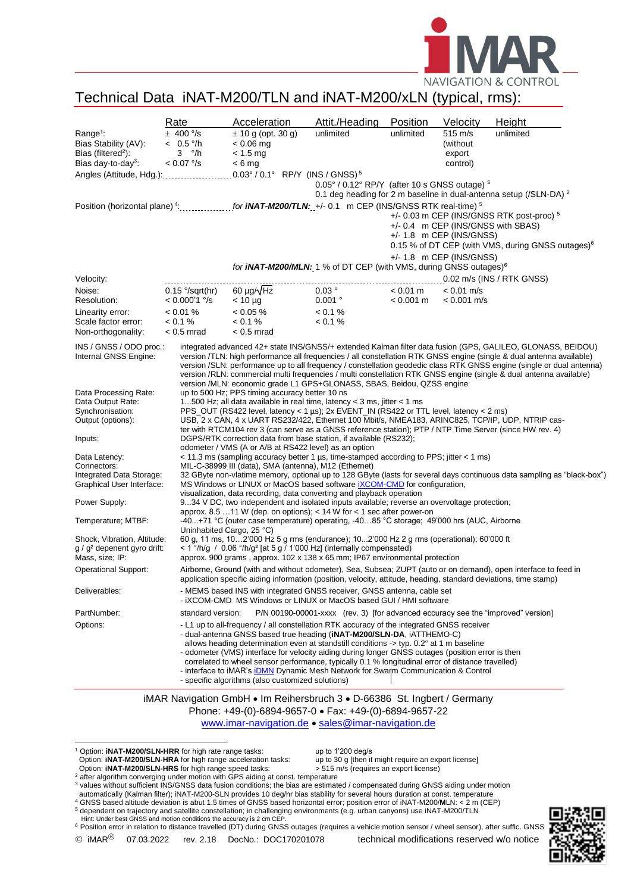# Technical Data iNAT-M200/TLN and iNAT-M200/xLN (typical, rms):

| | Rate | Acceleration | Attit./Heading | Position | Velocity | Height |
|---|---|---|---|---|---|---|
| Range[1]: | ± 400 °/s | ± 10 g (opt. 30 g) | unlimited | unlimited | 515 m/s (without export control) | unlimited |
| Bias Stability (AV): | < 0.5 °/h | < 0.06 mg | | | | |
| Bias (filtered[2]): | 3 °/h | < 1.5 mg | | | | |
| Bias day-to-day[3]: | < 0.07 °/s | < 6 mg | | | | |

Angles (Attitude, Hdg.): 0.03° / 0.1° RP/Y (INS / GNSS)[5]
0.05° / 0.12° RP/Y (after 10 s GNSS outage)[5]
0.1 deg heading for 2 m baseline in dual-antenna setup (/SLN-DA)[2]

Position (horizontal plane)[4]: *for **iNAT-M200/TLN:*** +/- 0.1 m CEP (INS/GNSS RTK real-time)[5]
+/- 0.03 m CEP (INS/GNSS RTK post-proc)[5]
+/- 0.4 m CEP (INS/GNSS with SBAS)
+/- 1.8 m CEP (INS/GNSS)
0.15 % of DT CEP (with VMS, during GNSS outages)[6]
+/- 1.8 m CEP (INS/GNSS)
*for **iNAT-M200/MLN:*** 1 % of DT CEP (with VMS, during GNSS outages)[6]

Velocity: 0.02 m/s (INS / RTK GNSS)

| | Rate | Acceleration | Attit./Heading | Position | Velocity |
|---|---|---|---|---|---|
| Noise: | 0.15 °/sqrt(hr) | 60 µg/√Hz | 0.03 ° | < 0.01 m | < 0.01 m/s |
| Resolution: | < 0.000'1 °/s | < 10 µg | 0.001 ° | < 0.001 m | < 0.001 m/s |
| Linearity error: | < 0.01 % | < 0.05 % | < 0.1 % | | |
| Scale factor error: | < 0.1 % | < 0.1 % | < 0.1 % | | |
| Non-orthogonality: | < 0.5 mrad | < 0.5 mrad | | | |

| | |
|---|---|
| INS / GNSS / ODO proc.: | integrated advanced 42+ state INS/GNSS/+ extended Kalman filter data fusion (GPS, GALILEO, GLONASS, BEIDOU) |
| Internal GNSS Engine: | version /TLN: high performance all frequencies / all constellation RTK GNSS engine (single & dual antenna available)<br>version /SLN: performance up to all frequency / constellation geodetic class RTK GNSS engine (single or dual antenna)<br>version /RLN: commercial multi frequencies / multi constellation RTK GNSS engine (single & dual antenna available)<br>version /MLN: economic grade L1 GPS+GLONASS, SBAS, Beidou, QZSS engine |
| Data Processing Rate: | up to 500 Hz; PPS timing accuracy better 10 ns |
| Data Output Rate: | 1...500 Hz; all data available in real time, latency < 3 ms, jitter < 1 ms |
| Synchronisation: | PPS_OUT (RS422 level, latency < 1 µs); 2x EVENT_IN (RS422 or TTL level, latency < 2 ms) |
| Output (options): | USB, 2 x CAN, 4 x UART RS232/422, Ethernet 100 Mbit/s, NMEA183, ARINC825, TCP/IP, UDP, NTRIP caster with RTCM104 rev 3 (can serve as a GNSS reference station); PTP / NTP Time Server (since HW rev. 4) |
| Inputs: | DGPS/RTK correction data from base station, if available (RS232);<br>odometer / VMS (A or A/B at RS422 level) as an option |
| Data Latency: | < 11.3 ms (sampling accuracy better 1 µs, time-stamped according to PPS; jitter < 1 ms) |
| Connectors: | MIL-C-38999 III (data), SMA (antenna), M12 (Ethernet) |
| Integrated Data Storage: | 32 GByte non-vlatime memory, optional up to 128 GByte (lasts for several days continuous data sampling as "black-box") |
| Graphical User Interface: | MS Windows or LINUX or MacOS based software iXCOM-CMD for configuration,<br>visualization, data recording, data converting and playback operation |
| Power Supply: | 9...34 V DC, two independent and isolated inputs available; reverse an overvoltage protection;<br>approx. 8.5 ...11 W (dep. on options); < 14 W for < 1 sec after power-on |
| Temperature; MTBF: | -40...+71 °C (outer case temperature) operating, -40...85 °C storage; 49'000 hrs (AUC, Airborne Uninhabited Cargo, 25 °C) |
| Shock, Vibration, Altitude: | 60 g, 11 ms, 10...2'000 Hz 5 g rms (endurance); 10...2'000 Hz 2 g rms (operational); 60'000 ft |
| g / g² depenent gyro drift: | < 1 °/h/g / 0.06 °/h/g² [at 5 g / 1'000 Hz] (internally compensated) |
| Mass, size; IP: | approx. 900 grams , approx. 102 x 138 x 65 mm; IP67 environmental protection |
| Operational Support: | Airborne, Ground (with and without odometer), Sea, Subsea; ZUPT (auto or on demand), open interface to feed in application specific aiding information (position, velocity, attitude, heading, standard deviations, time stamp) |
| Deliverables: | - MEMS based INS with integrated GNSS receiver, GNSS antenna, cable set<br>- iXCOM-CMD MS Windows or LINUX or MacOS based GUI / HMI software |
| PartNumber: | standard version: P/N 00190-00001-xxxx (rev. 3) [for advanced eccuracy see the "improved" version] |
| Options: | - L1 up to all-frequency / all constellation RTK accuracy of the integrated GNSS receiver<br>- dual-antenna GNSS based true heading (**iNAT-M200/SLN-DA**, iATTHEMO-C) allows heading determination even at standstill conditions -> typ. 0.2° at 1 m baseline<br>- odometer (VMS) interface for velocity aiding during longer GNSS outages (position error is then correlated to wheel sensor performance, typically 0.1 % longitudinal error of distance travelled)<br>- interface to iMAR's iDMN Dynamic Mesh Network for Swarm Communication & Control<br>- specific algorithms (also customized solutions) |

iMAR Navigation GmbH • Im Reihersbruch 3 • D-66386 St. Ingbert / Germany
Phone: +49-(0)-6894-9657-0 • Fax: +49-(0)-6894-9657-22
www.imar-navigation.de • sales@imar-navigation.de

---

[1] Option: **iNAT-M200/SLN-HRR** for high rate range tasks: up to 1'200 deg/s
Option: **iNAT-M200/SLN-HRA** for high range acceleration tasks: up to 30 g [then it might require an export license]
Option: **iNAT-M200/SLN-HRS** for high range speed tasks: > 515 m/s (requires an export license)

[2] after algorithm converging under motion with GPS aiding at const. temperature

[3] values without sufficient INS/GNSS data fusion conditions; the bias are estimated / compensated during GNSS aiding under motion automatically (Kalman filter); iNAT-M200-SLN provides 10 deg/hr bias stability for several hours duration at const. temperature

[4] GNSS based altitude deviation is abut 1.5 times of GNSS based horizontal error; position error of iNAT-M200/**M**LN: < 2 m (CEP)

[5] dependent on trajectory and satellite constellation; in challenging environments (e.g. urban canyons) use iNAT-M200/TLN
Hint: Under best GNSS and motion conditions the accuracy is 2 cm CEP.

[6] Position error in relation to distance travelled (DT) during GNSS outages (requires a vehicle motion sensor / wheel sensor), after suffic. GNSS

© iMAR® 07.03.2022 rev. 2.18 DocNo.: DOC170201078 technical modifications reserved w/o notice